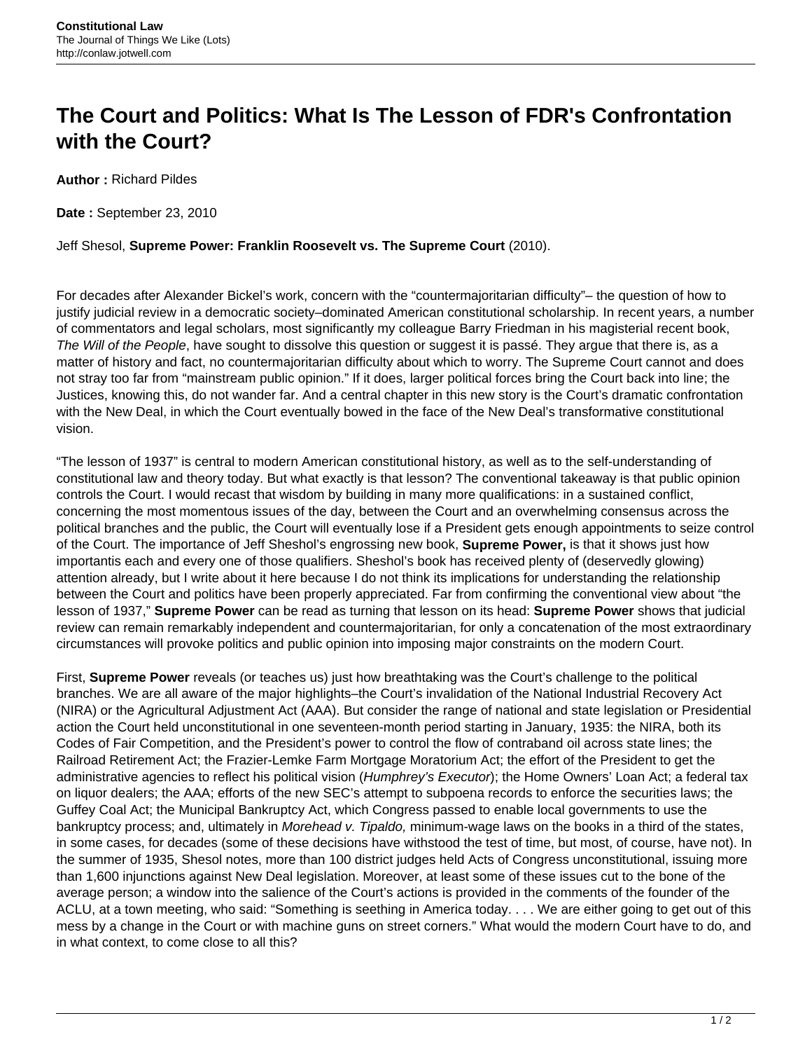# The Court and Politics: What Is The Lesson of FDR's Confrontation with the Court?

**Author :** Richard Pildes

**Date :** September 23, 2010

Jeff Shesol, **Supreme Power: Franklin Roosevelt vs. The Supreme Court** (2010).

For decades after Alexander Bickel's work, concern with the "countermajoritarian difficulty"– the question of how to justify judicial review in a democratic society–dominated American constitutional scholarship. In recent years, a number of commentators and legal scholars, most significantly my colleague Barry Friedman in his magisterial recent book, *The Will of the People*, have sought to dissolve this question or suggest it is passé. They argue that there is, as a matter of history and fact, no countermajoritarian difficulty about which to worry. The Supreme Court cannot and does not stray too far from "mainstream public opinion." If it does, larger political forces bring the Court back into line; the Justices, knowing this, do not wander far. And a central chapter in this new story is the Court's dramatic confrontation with the New Deal, in which the Court eventually bowed in the face of the New Deal's transformative constitutional vision.

"The lesson of 1937" is central to modern American constitutional history, as well as to the self-understanding of constitutional law and theory today. But what exactly is that lesson? The conventional takeaway is that public opinion controls the Court. I would recast that wisdom by building in many more qualifications: in a sustained conflict, concerning the most momentous issues of the day, between the Court and an overwhelming consensus across the political branches and the public, the Court will eventually lose if a President gets enough appointments to seize control of the Court. The importance of Jeff Sheshol's engrossing new book, **Supreme Power,** is that it shows just how importantis each and every one of those qualifiers. Sheshol's book has received plenty of (deservedly glowing) attention already, but I write about it here because I do not think its implications for understanding the relationship between the Court and politics have been properly appreciated. Far from confirming the conventional view about "the lesson of 1937," **Supreme Power** can be read as turning that lesson on its head: **Supreme Power** shows that judicial review can remain remarkably independent and countermajoritarian, for only a concatenation of the most extraordinary circumstances will provoke politics and public opinion into imposing major constraints on the modern Court.

First, **Supreme Power** reveals (or teaches us) just how breathtaking was the Court's challenge to the political branches. We are all aware of the major highlights–the Court's invalidation of the National Industrial Recovery Act (NIRA) or the Agricultural Adjustment Act (AAA). But consider the range of national and state legislation or Presidential action the Court held unconstitutional in one seventeen-month period starting in January, 1935: the NIRA, both its Codes of Fair Competition, and the President's power to control the flow of contraband oil across state lines; the Railroad Retirement Act; the Frazier-Lemke Farm Mortgage Moratorium Act; the effort of the President to get the administrative agencies to reflect his political vision (*Humphrey's Executor*); the Home Owners' Loan Act; a federal tax on liquor dealers; the AAA; efforts of the new SEC's attempt to subpoena records to enforce the securities laws; the Guffey Coal Act; the Municipal Bankruptcy Act, which Congress passed to enable local governments to use the bankruptcy process; and, ultimately in *Morehead v. Tipaldo,* minimum-wage laws on the books in a third of the states, in some cases, for decades (some of these decisions have withstood the test of time, but most, of course, have not). In the summer of 1935, Shesol notes, more than 100 district judges held Acts of Congress unconstitutional, issuing more than 1,600 injunctions against New Deal legislation. Moreover, at least some of these issues cut to the bone of the average person; a window into the salience of the Court's actions is provided in the comments of the founder of the ACLU, at a town meeting, who said: "Something is seething in America today. . . . We are either going to get out of this mess by a change in the Court or with machine guns on street corners." What would the modern Court have to do, and in what context, to come close to all this?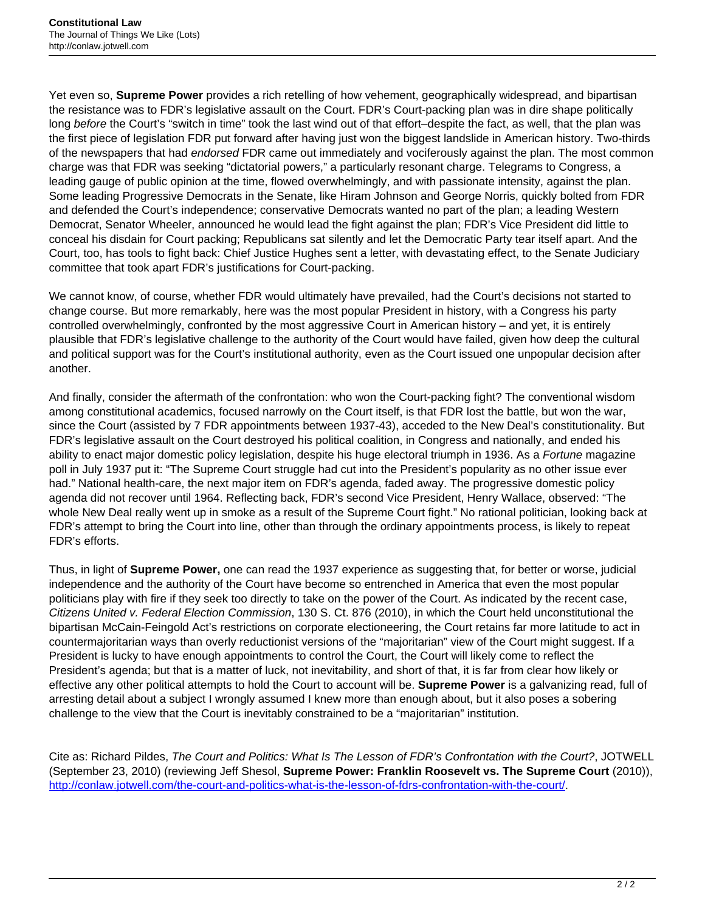Yet even so, **Supreme Power** provides a rich retelling of how vehement, geographically widespread, and bipartisan the resistance was to FDR's legislative assault on the Court. FDR's Court-packing plan was in dire shape politically long *before* the Court's "switch in time" took the last wind out of that effort–despite the fact, as well, that the plan was the first piece of legislation FDR put forward after having just won the biggest landslide in American history. Two-thirds of the newspapers that had *endorsed* FDR came out immediately and vociferously against the plan. The most common charge was that FDR was seeking "dictatorial powers," a particularly resonant charge. Telegrams to Congress, a leading gauge of public opinion at the time, flowed overwhelmingly, and with passionate intensity, against the plan. Some leading Progressive Democrats in the Senate, like Hiram Johnson and George Norris, quickly bolted from FDR and defended the Court's independence; conservative Democrats wanted no part of the plan; a leading Western Democrat, Senator Wheeler, announced he would lead the fight against the plan; FDR's Vice President did little to conceal his disdain for Court packing; Republicans sat silently and let the Democratic Party tear itself apart. And the Court, too, has tools to fight back: Chief Justice Hughes sent a letter, with devastating effect, to the Senate Judiciary committee that took apart FDR's justifications for Court-packing.

We cannot know, of course, whether FDR would ultimately have prevailed, had the Court's decisions not started to change course. But more remarkably, here was the most popular President in history, with a Congress his party controlled overwhelmingly, confronted by the most aggressive Court in American history – and yet, it is entirely plausible that FDR's legislative challenge to the authority of the Court would have failed, given how deep the cultural and political support was for the Court's institutional authority, even as the Court issued one unpopular decision after another.

And finally, consider the aftermath of the confrontation: who won the Court-packing fight? The conventional wisdom among constitutional academics, focused narrowly on the Court itself, is that FDR lost the battle, but won the war, since the Court (assisted by 7 FDR appointments between 1937-43), acceded to the New Deal's constitutionality. But FDR's legislative assault on the Court destroyed his political coalition, in Congress and nationally, and ended his ability to enact major domestic policy legislation, despite his huge electoral triumph in 1936. As a *Fortune* magazine poll in July 1937 put it: "The Supreme Court struggle had cut into the President's popularity as no other issue ever had." National health-care, the next major item on FDR's agenda, faded away. The progressive domestic policy agenda did not recover until 1964. Reflecting back, FDR's second Vice President, Henry Wallace, observed: "The whole New Deal really went up in smoke as a result of the Supreme Court fight." No rational politician, looking back at FDR's attempt to bring the Court into line, other than through the ordinary appointments process, is likely to repeat FDR's efforts.

Thus, in light of **Supreme Power,** one can read the 1937 experience as suggesting that, for better or worse, judicial independence and the authority of the Court have become so entrenched in America that even the most popular politicians play with fire if they seek too directly to take on the power of the Court. As indicated by the recent case, *Citizens United v. Federal Election Commission*, 130 S. Ct. 876 (2010), in which the Court held unconstitutional the bipartisan McCain-Feingold Act's restrictions on corporate electioneering, the Court retains far more latitude to act in countermajoritarian ways than overly reductionist versions of the "majoritarian" view of the Court might suggest. If a President is lucky to have enough appointments to control the Court, the Court will likely come to reflect the President's agenda; but that is a matter of luck, not inevitability, and short of that, it is far from clear how likely or effective any other political attempts to hold the Court to account will be. **Supreme Power** is a galvanizing read, full of arresting detail about a subject I wrongly assumed I knew more than enough about, but it also poses a sobering challenge to the view that the Court is inevitably constrained to be a "majoritarian" institution.

Cite as: Richard Pildes, *The Court and Politics: What Is The Lesson of FDR's Confrontation with the Court?*, JOTWELL (September 23, 2010) (reviewing Jeff Shesol, **Supreme Power: Franklin Roosevelt vs. The Supreme Court** (2010)), http://conlaw.jotwell.com/the-court-and-politics-what-is-the-lesson-of-fdrs-confrontation-with-the-court/.